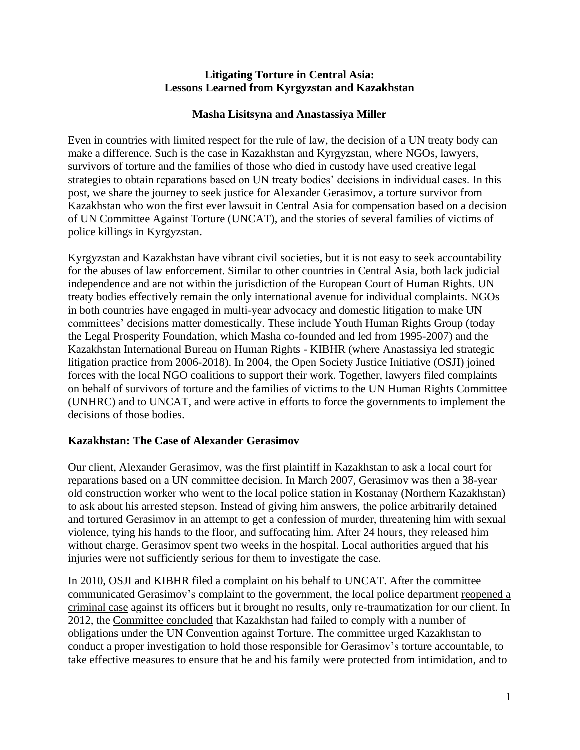**Litigating Torture in Central Asia:
Lessons Learned from Kyrgyzstan and Kazakhstan**

**Masha Lisitsyna and Anastassiya Miller**

Even in countries with limited respect for the rule of law, the decision of a UN treaty body can make a difference. Such is the case in Kazakhstan and Kyrgyzstan, where NGOs, lawyers, survivors of torture and the families of those who died in custody have used creative legal strategies to obtain reparations based on UN treaty bodies' decisions in individual cases. In this post, we share the journey to seek justice for Alexander Gerasimov, a torture survivor from Kazakhstan who won the first ever lawsuit in Central Asia for compensation based on a decision of UN Committee Against Torture (UNCAT), and the stories of several families of victims of police killings in Kyrgyzstan.

Kyrgyzstan and Kazakhstan have vibrant civil societies, but it is not easy to seek accountability for the abuses of law enforcement. Similar to other countries in Central Asia, both lack judicial independence and are not within the jurisdiction of the European Court of Human Rights. UN treaty bodies effectively remain the only international avenue for individual complaints. NGOs in both countries have engaged in multi-year advocacy and domestic litigation to make UN committees' decisions matter domestically. These include Youth Human Rights Group (today the Legal Prosperity Foundation, which Masha co-founded and led from 1995-2007) and the Kazakhstan International Bureau on Human Rights - KIBHR (where Anastassiya led strategic litigation practice from 2006-2018). In 2004, the Open Society Justice Initiative (OSJI) joined forces with the local NGO coalitions to support their work. Together, lawyers filed complaints on behalf of survivors of torture and the families of victims to the UN Human Rights Committee (UNHRC) and to UNCAT, and were active in efforts to force the governments to implement the decisions of those bodies.

## Kazakhstan: The Case of Alexander Gerasimov

Our client, Alexander Gerasimov, was the first plaintiff in Kazakhstan to ask a local court for reparations based on a UN committee decision. In March 2007, Gerasimov was then a 38-year old construction worker who went to the local police station in Kostanay (Northern Kazakhstan) to ask about his arrested stepson. Instead of giving him answers, the police arbitrarily detained and tortured Gerasimov in an attempt to get a confession of murder, threatening him with sexual violence, tying his hands to the floor, and suffocating him. After 24 hours, they released him without charge. Gerasimov spent two weeks in the hospital. Local authorities argued that his injuries were not sufficiently serious for them to investigate the case.

In 2010, OSJI and KIBHR filed a complaint on his behalf to UNCAT. After the committee communicated Gerasimov's complaint to the government, the local police department reopened a criminal case against its officers but it brought no results, only re-traumatization for our client. In 2012, the Committee concluded that Kazakhstan had failed to comply with a number of obligations under the UN Convention against Torture. The committee urged Kazakhstan to conduct a proper investigation to hold those responsible for Gerasimov's torture accountable, to take effective measures to ensure that he and his family were protected from intimidation, and to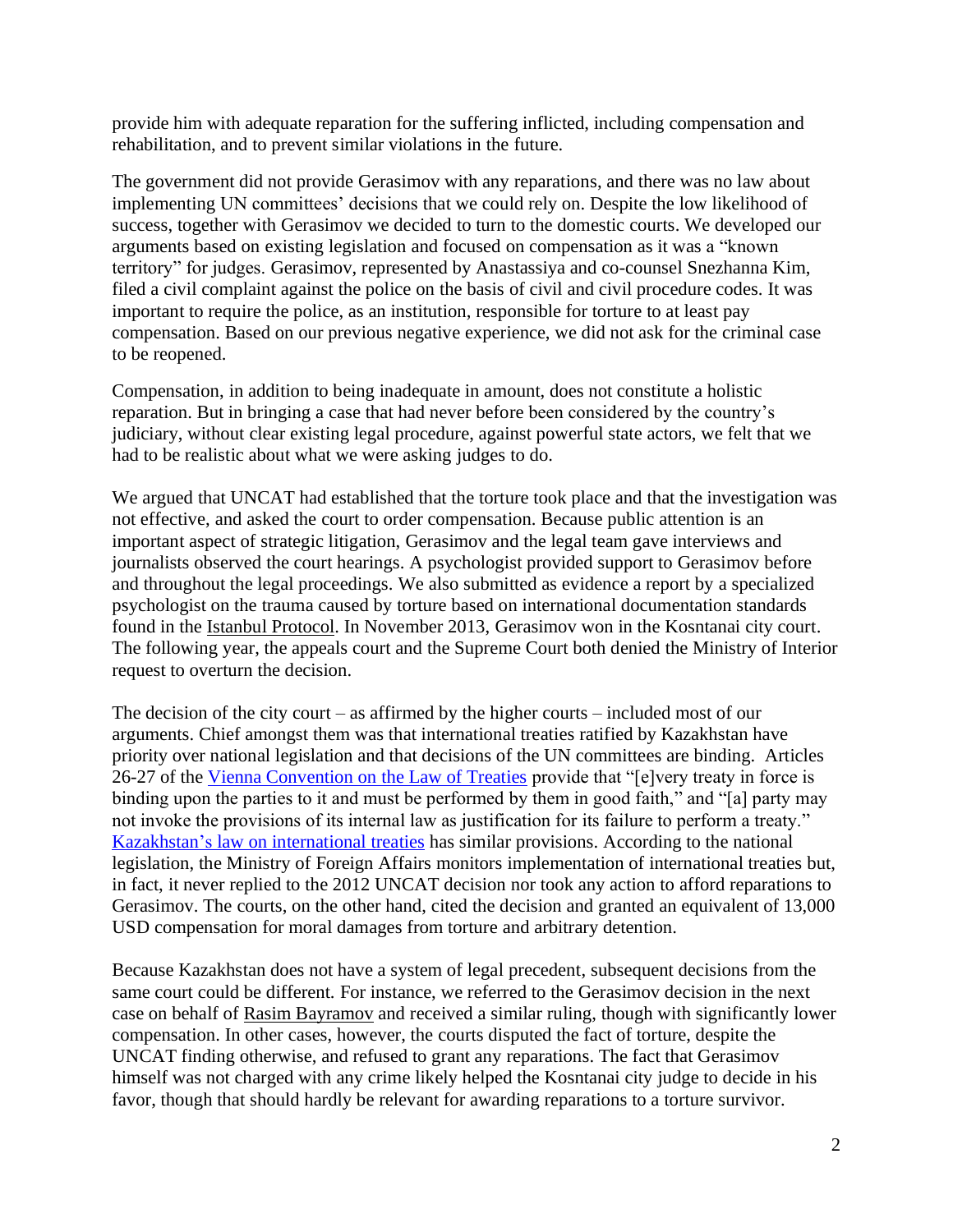provide him with adequate reparation for the suffering inflicted, including compensation and rehabilitation, and to prevent similar violations in the future.

The government did not provide Gerasimov with any reparations, and there was no law about implementing UN committees' decisions that we could rely on. Despite the low likelihood of success, together with Gerasimov we decided to turn to the domestic courts. We developed our arguments based on existing legislation and focused on compensation as it was a "known territory" for judges. Gerasimov, represented by Anastassiya and co-counsel Snezhanna Kim, filed a civil complaint against the police on the basis of civil and civil procedure codes. It was important to require the police, as an institution, responsible for torture to at least pay compensation. Based on our previous negative experience, we did not ask for the criminal case to be reopened.

Compensation, in addition to being inadequate in amount, does not constitute a holistic reparation. But in bringing a case that had never before been considered by the country's judiciary, without clear existing legal procedure, against powerful state actors, we felt that we had to be realistic about what we were asking judges to do.

We argued that UNCAT had established that the torture took place and that the investigation was not effective, and asked the court to order compensation. Because public attention is an important aspect of strategic litigation, Gerasimov and the legal team gave interviews and journalists observed the court hearings. A psychologist provided support to Gerasimov before and throughout the legal proceedings. We also submitted as evidence a report by a specialized psychologist on the trauma caused by torture based on international documentation standards found in the Istanbul Protocol. In November 2013, Gerasimov won in the Kosntanai city court. The following year, the appeals court and the Supreme Court both denied the Ministry of Interior request to overturn the decision.

The decision of the city court – as affirmed by the higher courts – included most of our arguments. Chief amongst them was that international treaties ratified by Kazakhstan have priority over national legislation and that decisions of the UN committees are binding. Articles 26-27 of the Vienna Convention on the Law of Treaties provide that "[e]very treaty in force is binding upon the parties to it and must be performed by them in good faith," and "[a] party may not invoke the provisions of its internal law as justification for its failure to perform a treaty." Kazakhstan's law on international treaties has similar provisions. According to the national legislation, the Ministry of Foreign Affairs monitors implementation of international treaties but, in fact, it never replied to the 2012 UNCAT decision nor took any action to afford reparations to Gerasimov. The courts, on the other hand, cited the decision and granted an equivalent of 13,000 USD compensation for moral damages from torture and arbitrary detention.

Because Kazakhstan does not have a system of legal precedent, subsequent decisions from the same court could be different. For instance, we referred to the Gerasimov decision in the next case on behalf of Rasim Bayramov and received a similar ruling, though with significantly lower compensation. In other cases, however, the courts disputed the fact of torture, despite the UNCAT finding otherwise, and refused to grant any reparations. The fact that Gerasimov himself was not charged with any crime likely helped the Kosntanai city judge to decide in his favor, though that should hardly be relevant for awarding reparations to a torture survivor.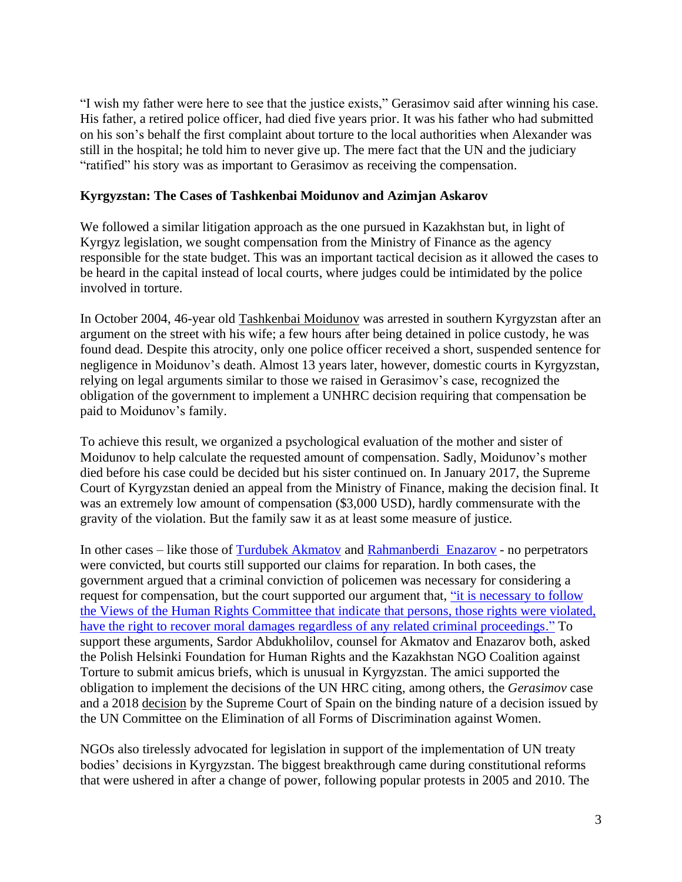"I wish my father were here to see that the justice exists," Gerasimov said after winning his case. His father, a retired police officer, had died five years prior. It was his father who had submitted on his son's behalf the first complaint about torture to the local authorities when Alexander was still in the hospital; he told him to never give up. The mere fact that the UN and the judiciary "ratified" his story was as important to Gerasimov as receiving the compensation.

**Kyrgyzstan: The Cases of Tashkenbai Moidunov and Azimjan Askarov**

We followed a similar litigation approach as the one pursued in Kazakhstan but, in light of Kyrgyz legislation, we sought compensation from the Ministry of Finance as the agency responsible for the state budget. This was an important tactical decision as it allowed the cases to be heard in the capital instead of local courts, where judges could be intimidated by the police involved in torture.

In October 2004, 46-year old Tashkenbai Moidunov was arrested in southern Kyrgyzstan after an argument on the street with his wife; a few hours after being detained in police custody, he was found dead. Despite this atrocity, only one police officer received a short, suspended sentence for negligence in Moidunov's death. Almost 13 years later, however, domestic courts in Kyrgyzstan, relying on legal arguments similar to those we raised in Gerasimov's case, recognized the obligation of the government to implement a UNHRC decision requiring that compensation be paid to Moidunov's family.

To achieve this result, we organized a psychological evaluation of the mother and sister of Moidunov to help calculate the requested amount of compensation. Sadly, Moidunov's mother died before his case could be decided but his sister continued on. In January 2017, the Supreme Court of Kyrgyzstan denied an appeal from the Ministry of Finance, making the decision final. It was an extremely low amount of compensation ($3,000 USD), hardly commensurate with the gravity of the violation. But the family saw it as at least some measure of justice.

In other cases – like those of Turdubek Akmatov and Rahmanberdi Enazarov - no perpetrators were convicted, but courts still supported our claims for reparation. In both cases, the government argued that a criminal conviction of policemen was necessary for considering a request for compensation, but the court supported our argument that, "it is necessary to follow the Views of the Human Rights Committee that indicate that persons, those rights were violated, have the right to recover moral damages regardless of any related criminal proceedings." To support these arguments, Sardor Abdukholilov, counsel for Akmatov and Enazarov both, asked the Polish Helsinki Foundation for Human Rights and the Kazakhstan NGO Coalition against Torture to submit amicus briefs, which is unusual in Kyrgyzstan. The amici supported the obligation to implement the decisions of the UN HRC citing, among others, the *Gerasimov* case and a 2018 decision by the Supreme Court of Spain on the binding nature of a decision issued by the UN Committee on the Elimination of all Forms of Discrimination against Women.

NGOs also tirelessly advocated for legislation in support of the implementation of UN treaty bodies' decisions in Kyrgyzstan. The biggest breakthrough came during constitutional reforms that were ushered in after a change of power, following popular protests in 2005 and 2010. The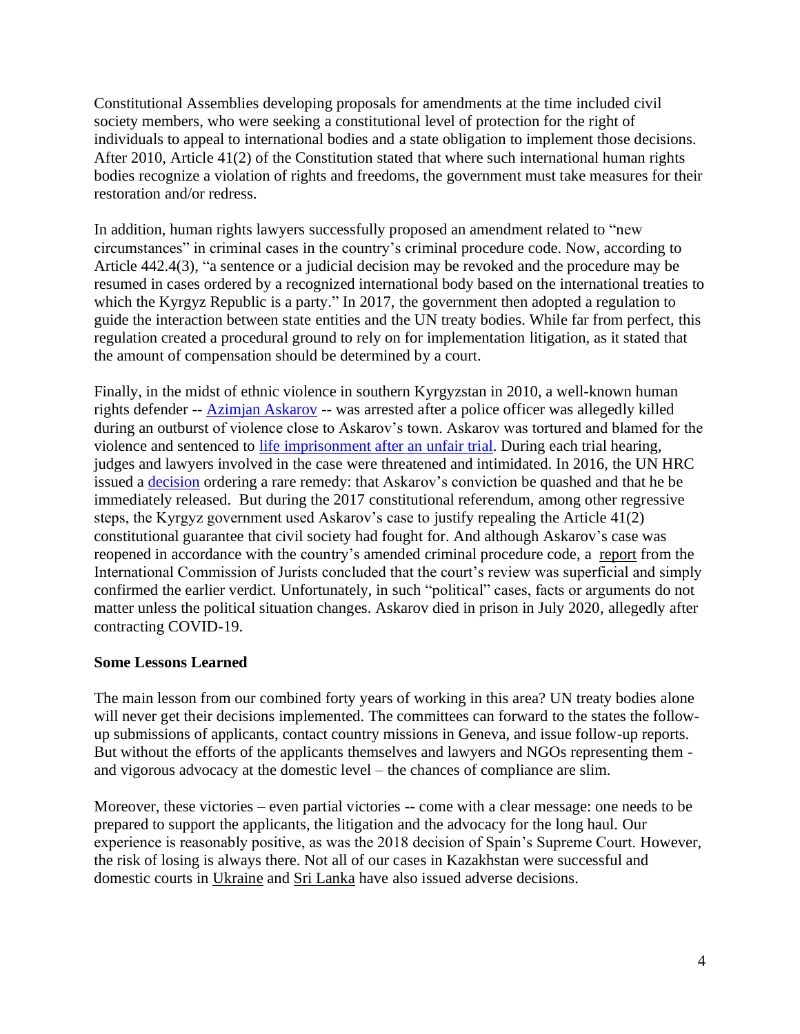Constitutional Assemblies developing proposals for amendments at the time included civil society members, who were seeking a constitutional level of protection for the right of individuals to appeal to international bodies and a state obligation to implement those decisions. After 2010, Article 41(2) of the Constitution stated that where such international human rights bodies recognize a violation of rights and freedoms, the government must take measures for their restoration and/or redress.

In addition, human rights lawyers successfully proposed an amendment related to "new circumstances" in criminal cases in the country's criminal procedure code. Now, according to Article 442.4(3), "a sentence or a judicial decision may be revoked and the procedure may be resumed in cases ordered by a recognized international body based on the international treaties to which the Kyrgyz Republic is a party." In 2017, the government then adopted a regulation to guide the interaction between state entities and the UN treaty bodies. While far from perfect, this regulation created a procedural ground to rely on for implementation litigation, as it stated that the amount of compensation should be determined by a court.

Finally, in the midst of ethnic violence in southern Kyrgyzstan in 2010, a well-known human rights defender -- Azimjan Askarov -- was arrested after a police officer was allegedly killed during an outburst of violence close to Askarov's town. Askarov was tortured and blamed for the violence and sentenced to life imprisonment after an unfair trial. During each trial hearing, judges and lawyers involved in the case were threatened and intimidated. In 2016, the UN HRC issued a decision ordering a rare remedy: that Askarov's conviction be quashed and that he be immediately released. But during the 2017 constitutional referendum, among other regressive steps, the Kyrgyz government used Askarov's case to justify repealing the Article 41(2) constitutional guarantee that civil society had fought for. And although Askarov's case was reopened in accordance with the country's amended criminal procedure code, a report from the International Commission of Jurists concluded that the court's review was superficial and simply confirmed the earlier verdict. Unfortunately, in such "political" cases, facts or arguments do not matter unless the political situation changes. Askarov died in prison in July 2020, allegedly after contracting COVID-19.

**Some Lessons Learned**

The main lesson from our combined forty years of working in this area? UN treaty bodies alone will never get their decisions implemented. The committees can forward to the states the follow-up submissions of applicants, contact country missions in Geneva, and issue follow-up reports. But without the efforts of the applicants themselves and lawyers and NGOs representing them - and vigorous advocacy at the domestic level – the chances of compliance are slim.

Moreover, these victories – even partial victories -- come with a clear message: one needs to be prepared to support the applicants, the litigation and the advocacy for the long haul. Our experience is reasonably positive, as was the 2018 decision of Spain's Supreme Court. However, the risk of losing is always there. Not all of our cases in Kazakhstan were successful and domestic courts in Ukraine and Sri Lanka have also issued adverse decisions.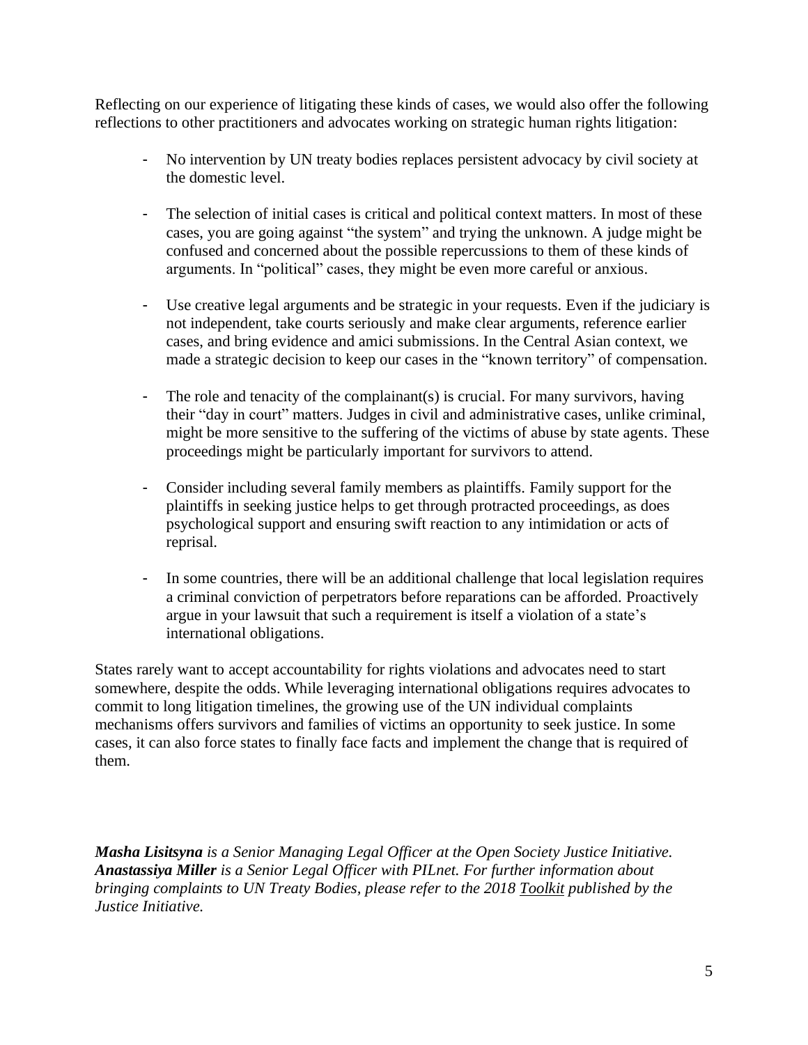Reflecting on our experience of litigating these kinds of cases, we would also offer the following reflections to other practitioners and advocates working on strategic human rights litigation:

- No intervention by UN treaty bodies replaces persistent advocacy by civil society at the domestic level.

- The selection of initial cases is critical and political context matters. In most of these cases, you are going against "the system" and trying the unknown. A judge might be confused and concerned about the possible repercussions to them of these kinds of arguments. In "political" cases, they might be even more careful or anxious.

- Use creative legal arguments and be strategic in your requests. Even if the judiciary is not independent, take courts seriously and make clear arguments, reference earlier cases, and bring evidence and amici submissions. In the Central Asian context, we made a strategic decision to keep our cases in the "known territory" of compensation.

- The role and tenacity of the complainant(s) is crucial. For many survivors, having their "day in court" matters. Judges in civil and administrative cases, unlike criminal, might be more sensitive to the suffering of the victims of abuse by state agents. These proceedings might be particularly important for survivors to attend.

- Consider including several family members as plaintiffs. Family support for the plaintiffs in seeking justice helps to get through protracted proceedings, as does psychological support and ensuring swift reaction to any intimidation or acts of reprisal.

- In some countries, there will be an additional challenge that local legislation requires a criminal conviction of perpetrators before reparations can be afforded. Proactively argue in your lawsuit that such a requirement is itself a violation of a state's international obligations.

States rarely want to accept accountability for rights violations and advocates need to start somewhere, despite the odds. While leveraging international obligations requires advocates to commit to long litigation timelines, the growing use of the UN individual complaints mechanisms offers survivors and families of victims an opportunity to seek justice. In some cases, it can also force states to finally face facts and implement the change that is required of them.

***Masha Lisitsyna*** *is a Senior Managing Legal Officer at the Open Society Justice Initiative.* ***Anastassiya Miller*** *is a Senior Legal Officer with PILnet. For further information about bringing complaints to UN Treaty Bodies, please refer to the 2018 Toolkit published by the Justice Initiative.*